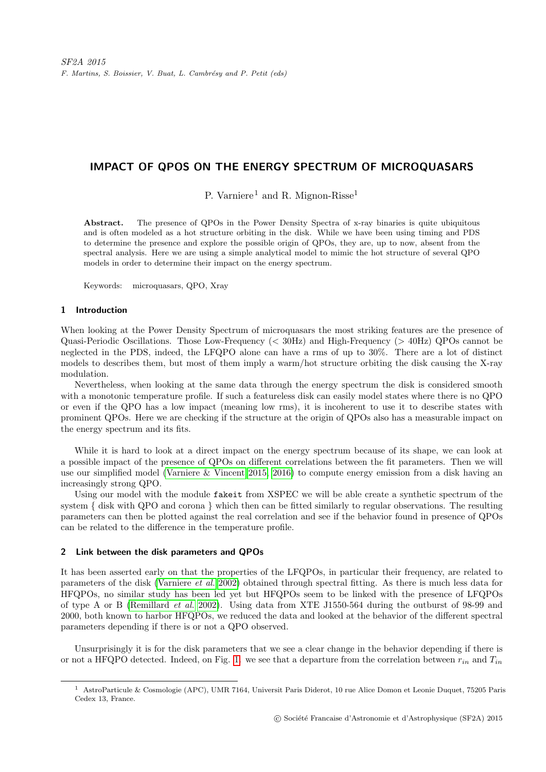# IMPACT OF QPOS ON THE ENERGY SPECTRUM OF MICROQUASARS

P. Varniere[1] and R. Mignon-Risse[1]

**Abstract.** The presence of QPOs in the Power Density Spectra of x-ray binaries is quite ubiquitous and is often modeled as a hot structure orbiting in the disk. While we have been using timing and PDS to determine the presence and explore the possible origin of QPOs, they are, up to now, absent from the spectral analysis. Here we are using a simple analytical model to mimic the hot structure of several QPO models in order to determine their impact on the energy spectrum.

Keywords: microquasars, QPO, Xray

## 1 Introduction

When looking at the Power Density Spectrum of microquasars the most striking features are the presence of Quasi-Periodic Oscillations. Those Low-Frequency (< 30Hz) and High-Frequency (> 40Hz) QPOs cannot be neglected in the PDS, indeed, the LFQPO alone can have a rms of up to 30%. There are a lot of distinct models to describes them, but most of them imply a warm/hot structure orbiting the disk causing the X-ray modulation.

Nevertheless, when looking at the same data through the energy spectrum the disk is considered smooth with a monotonic temperature profile. If such a featureless disk can easily model states where there is no QPO or even if the QPO has a low impact (meaning low rms), it is incoherent to use it to describe states with prominent QPOs. Here we are checking if the structure at the origin of QPOs also has a measurable impact on the energy spectrum and its fits.

While it is hard to look at a direct impact on the energy spectrum because of its shape, we can look at a possible impact of the presence of QPOs on different correlations between the fit parameters. Then we will use our simplified model (Varniere & Vincent 2015, 2016) to compute energy emission from a disk having an increasingly strong QPO.

Using our model with the module `fakeit` from XSPEC we will be able create a synthetic spectrum of the system { disk with QPO and corona } which then can be fitted similarly to regular observations. The resulting parameters can then be plotted against the real correlation and see if the behavior found in presence of QPOs can be related to the difference in the temperature profile.

## 2 Link between the disk parameters and QPOs

It has been asserted early on that the properties of the LFQPOs, in particular their frequency, are related to parameters of the disk (Varniere *et al.* 2002) obtained through spectral fitting. As there is much less data for HFQPOs, no similar study has been led yet but HFQPOs seem to be linked with the presence of LFQPOs of type A or B (Remillard *et al.* 2002). Using data from XTE J1550-564 during the outburst of 98-99 and 2000, both known to harbor HFQPOs, we reduced the data and looked at the behavior of the different spectral parameters depending if there is or not a QPO observed.

Unsurprisingly it is for the disk parameters that we see a clear change in the behavior depending if there is or not a HFQPO detected. Indeed, on Fig. 1, we see that a departure from the correlation between $r_{in}$ and $T_{in}$

[1] AstroParticule & Cosmologie (APC), UMR 7164, Universit Paris Diderot, 10 rue Alice Domon et Leonie Duquet, 75205 Paris Cedex 13, France.

© Société Francaise d'Astronomie et d'Astrophysique (SF2A) 2015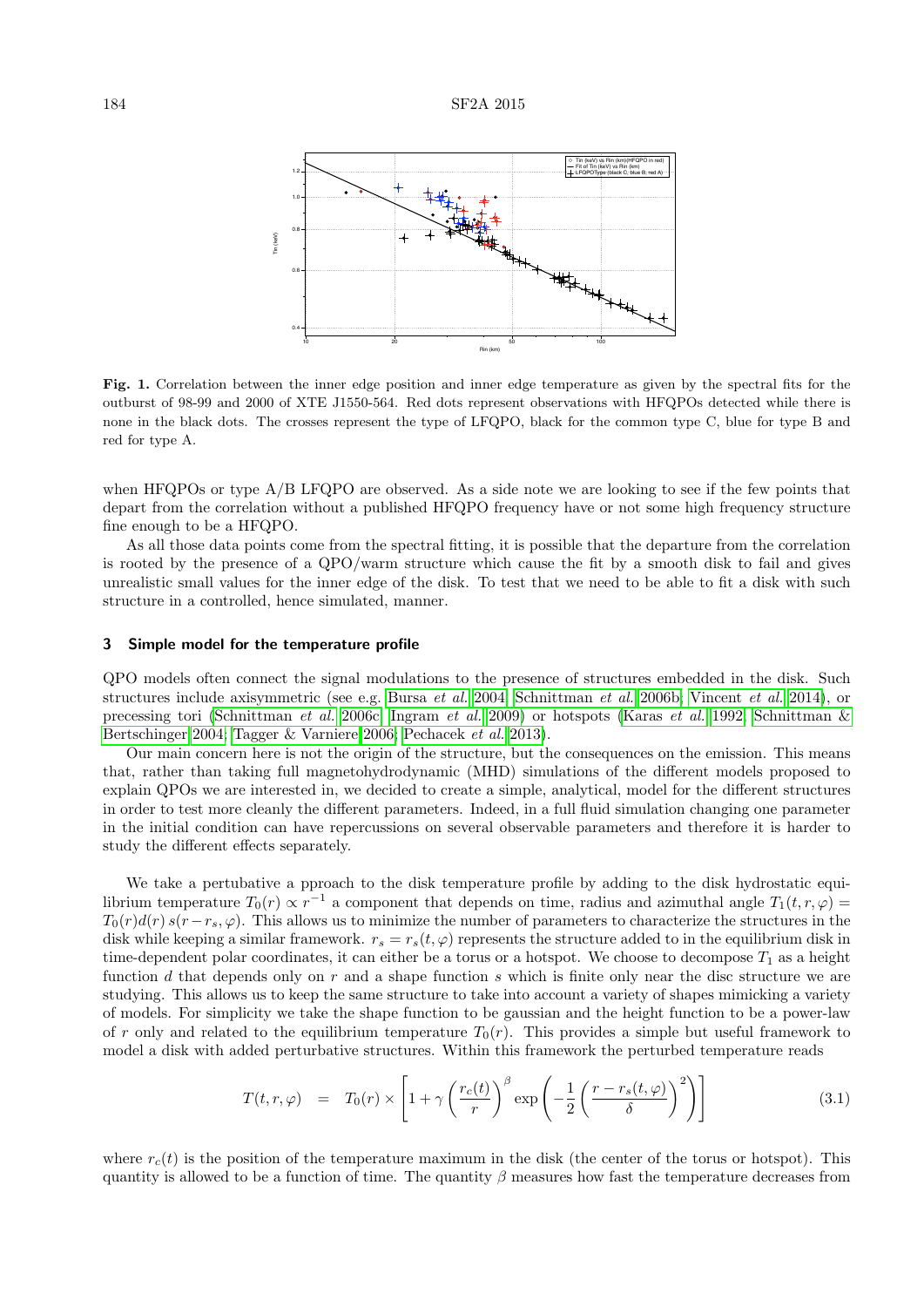**Fig. 1.** Correlation between the inner edge position and inner edge temperature as given by the spectral fits for the outburst of 98-99 and 2000 of XTE J1550-564. Red dots represent observations with HFQPOs detected while there is none in the black dots. The crosses represent the type of LFQPO, black for the common type C, blue for type B and red for type A.

when HFQPOs or type A/B LFQPO are observed. As a side note we are looking to see if the few points that depart from the correlation without a published HFQPO frequency have or not some high frequency structure fine enough to be a HFQPO.

As all those data points come from the spectral fitting, it is possible that the departure from the correlation is rooted by the presence of a QPO/warm structure which cause the fit by a smooth disk to fail and gives unrealistic small values for the inner edge of the disk. To test that we need to be able to fit a disk with such structure in a controlled, hence simulated, manner.

## 3 Simple model for the temperature profile

QPO models often connect the signal modulations to the presence of structures embedded in the disk. Such structures include axisymmetric (see e.g. Bursa *et al.* 2004; Schnittman *et al.* 2006b; Vincent *et al.* 2014), or precessing tori (Schnittman *et al.* 2006c; Ingram *et al.* 2009) or hotspots (Karas *et al.* 1992; Schnittman & Bertschinger 2004; Tagger & Varniere 2006; Pechacek *et al.* 2013).

Our main concern here is not the origin of the structure, but the consequences on the emission. This means that, rather than taking full magnetohydrodynamic (MHD) simulations of the different models proposed to explain QPOs we are interested in, we decided to create a simple, analytical, model for the different structures in order to test more cleanly the different parameters. Indeed, in a full fluid simulation changing one parameter in the initial condition can have repercussions on several observable parameters and therefore it is harder to study the different effects separately.

We take a pertubative a pproach to the disk temperature profile by adding to the disk hydrostatic equilibrium temperature $T_0(r) \propto r^{-1}$ a component that depends on time, radius and azimuthal angle $T_1(t, r, \varphi) = T_0(r)d(r)\, s(r - r_s, \varphi)$. This allows us to minimize the number of parameters to characterize the structures in the disk while keeping a similar framework. $r_s = r_s(t, \varphi)$ represents the structure added to in the equilibrium disk in time-dependent polar coordinates, it can either be a torus or a hotspot. We choose to decompose $T_1$ as a height function $d$ that depends only on $r$ and a shape function $s$ which is finite only near the disc structure we are studying. This allows us to keep the same structure to take into account a variety of shapes mimicking a variety of models. For simplicity we take the shape function to be gaussian and the height function to be a power-law of $r$ only and related to the equilibrium temperature $T_0(r)$. This provides a simple but useful framework to model a disk with added perturbative structures. Within this framework the perturbed temperature reads

$$T(t, r, \varphi) \quad = \quad T_0(r) \times \left[ 1 + \gamma \left( \frac{r_c(t)}{r} \right)^{\beta} \exp\left( -\frac{1}{2} \left( \frac{r - r_s(t, \varphi)}{\delta} \right)^2 \right) \right] \tag{3.1}$$

where $r_c(t)$ is the position of the temperature maximum in the disk (the center of the torus or hotspot). This quantity is allowed to be a function of time. The quantity $\beta$ measures how fast the temperature decreases from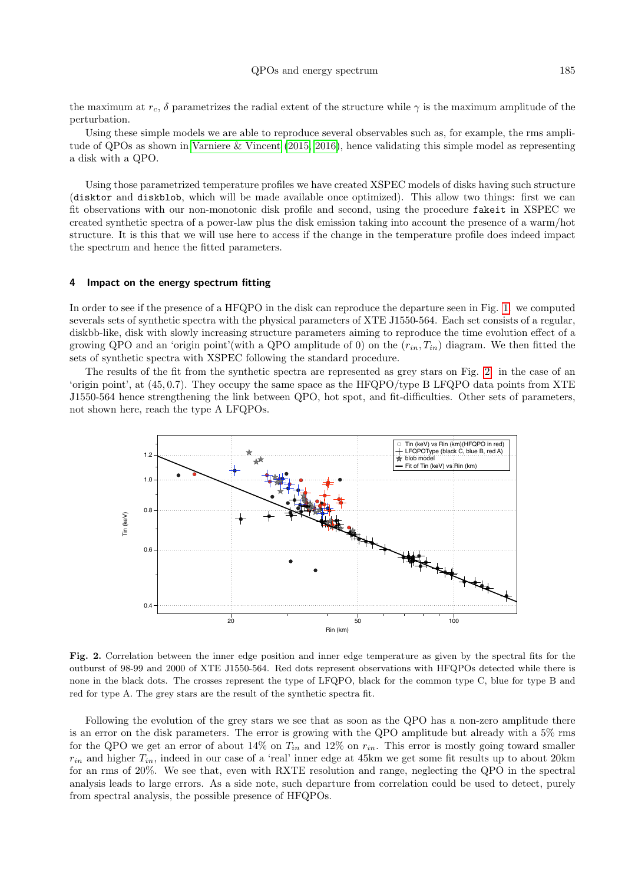the maximum at $r_c$, $\delta$ parametrizes the radial extent of the structure while $\gamma$ is the maximum amplitude of the perturbation.

Using these simple models we are able to reproduce several observables such as, for example, the rms amplitude of QPOs as shown in Varniere & Vincent (2015, 2016), hence validating this simple model as representing a disk with a QPO.

Using those parametrized temperature profiles we have created XSPEC models of disks having such structure (`disktor` and `diskblob`, which will be made available once optimized). This allow two things: first we can fit observations with our non-monotonic disk profile and second, using the procedure `fakeit` in XSPEC we created synthetic spectra of a power-law plus the disk emission taking into account the presence of a warm/hot structure. It is this that we will use here to access if the change in the temperature profile does indeed impact the spectrum and hence the fitted parameters.

## 4 Impact on the energy spectrum fitting

In order to see if the presence of a HFQPO in the disk can reproduce the departure seen in Fig. 1, we computed severals sets of synthetic spectra with the physical parameters of XTE J1550-564. Each set consists of a regular, diskbb-like, disk with slowly increasing structure parameters aiming to reproduce the time evolution effect of a growing QPO and an 'origin point'(with a QPO amplitude of 0) on the $(r_{in}, T_{in})$ diagram. We then fitted the sets of synthetic spectra with XSPEC following the standard procedure.

The results of the fit from the synthetic spectra are represented as grey stars on Fig. 2, in the case of an 'origin point', at $(45, 0.7)$. They occupy the same space as the HFQPO/type B LFQPO data points from XTE J1550-564 hence strengthening the link between QPO, hot spot, and fit-difficulties. Other sets of parameters, not shown here, reach the type A LFQPOs.

**Fig. 2.** Correlation between the inner edge position and inner edge temperature as given by the spectral fits for the outburst of 98-99 and 2000 of XTE J1550-564. Red dots represent observations with HFQPOs detected while there is none in the black dots. The crosses represent the type of LFQPO, black for the common type C, blue for type B and red for type A. The grey stars are the result of the synthetic spectra fit.

Following the evolution of the grey stars we see that as soon as the QPO has a non-zero amplitude there is an error on the disk parameters. The error is growing with the QPO amplitude but already with a 5% rms for the QPO we get an error of about 14% on $T_{in}$ and 12% on $r_{in}$. This error is mostly going toward smaller $r_{in}$ and higher $T_{in}$, indeed in our case of a 'real' inner edge at 45km we get some fit results up to about 20km for an rms of 20%. We see that, even with RXTE resolution and range, neglecting the QPO in the spectral analysis leads to large errors. As a side note, such departure from correlation could be used to detect, purely from spectral analysis, the possible presence of HFQPOs.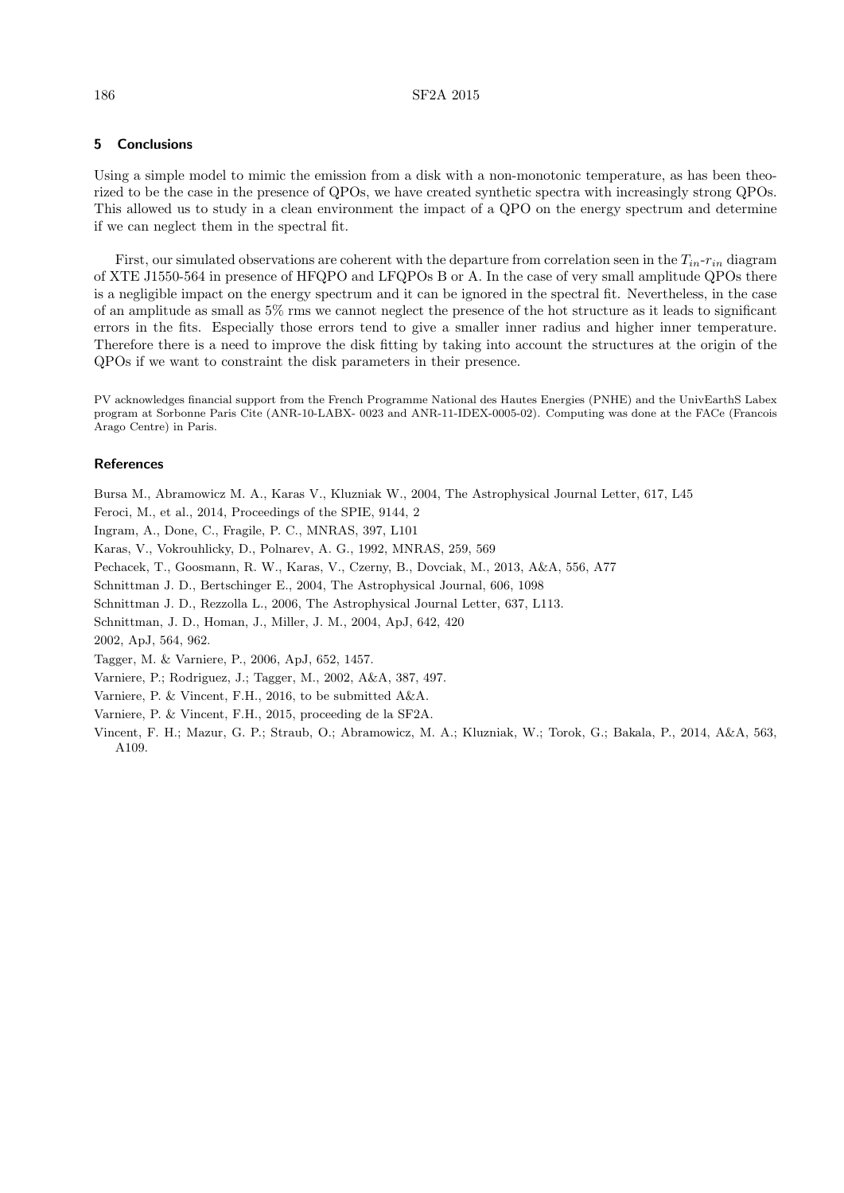## 5 Conclusions

Using a simple model to mimic the emission from a disk with a non-monotonic temperature, as has been theorized to be the case in the presence of QPOs, we have created synthetic spectra with increasingly strong QPOs. This allowed us to study in a clean environment the impact of a QPO on the energy spectrum and determine if we can neglect them in the spectral fit.

First, our simulated observations are coherent with the departure from correlation seen in the $T_{in}$-$r_{in}$ diagram of XTE J1550-564 in presence of HFQPO and LFQPOs B or A. In the case of very small amplitude QPOs there is a negligible impact on the energy spectrum and it can be ignored in the spectral fit. Nevertheless, in the case of an amplitude as small as 5% rms we cannot neglect the presence of the hot structure as it leads to significant errors in the fits. Especially those errors tend to give a smaller inner radius and higher inner temperature. Therefore there is a need to improve the disk fitting by taking into account the structures at the origin of the QPOs if we want to constraint the disk parameters in their presence.

PV acknowledges financial support from the French Programme National des Hautes Energies (PNHE) and the UnivEarthS Labex program at Sorbonne Paris Cite (ANR-10-LABX- 0023 and ANR-11-IDEX-0005-02). Computing was done at the FACe (Francois Arago Centre) in Paris.

## References

Bursa M., Abramowicz M. A., Karas V., Kluzniak W., 2004, The Astrophysical Journal Letter, 617, L45

Feroci, M., et al., 2014, Proceedings of the SPIE, 9144, 2

Ingram, A., Done, C., Fragile, P. C., MNRAS, 397, L101

Karas, V., Vokrouhlicky, D., Polnarev, A. G., 1992, MNRAS, 259, 569

Pechacek, T., Goosmann, R. W., Karas, V., Czerny, B., Dovciak, M., 2013, A&A, 556, A77

Schnittman J. D., Bertschinger E., 2004, The Astrophysical Journal, 606, 1098

Schnittman J. D., Rezzolla L., 2006, The Astrophysical Journal Letter, 637, L113.

Schnittman, J. D., Homan, J., Miller, J. M., 2004, ApJ, 642, 420

2002, ApJ, 564, 962.

Tagger, M. & Varniere, P., 2006, ApJ, 652, 1457.

Varniere, P.; Rodriguez, J.; Tagger, M., 2002, A&A, 387, 497.

Varniere, P. & Vincent, F.H., 2016, to be submitted A&A.

Varniere, P. & Vincent, F.H., 2015, proceeding de la SF2A.

Vincent, F. H.; Mazur, G. P.; Straub, O.; Abramowicz, M. A.; Kluzniak, W.; Torok, G.; Bakala, P., 2014, A&A, 563, A109.